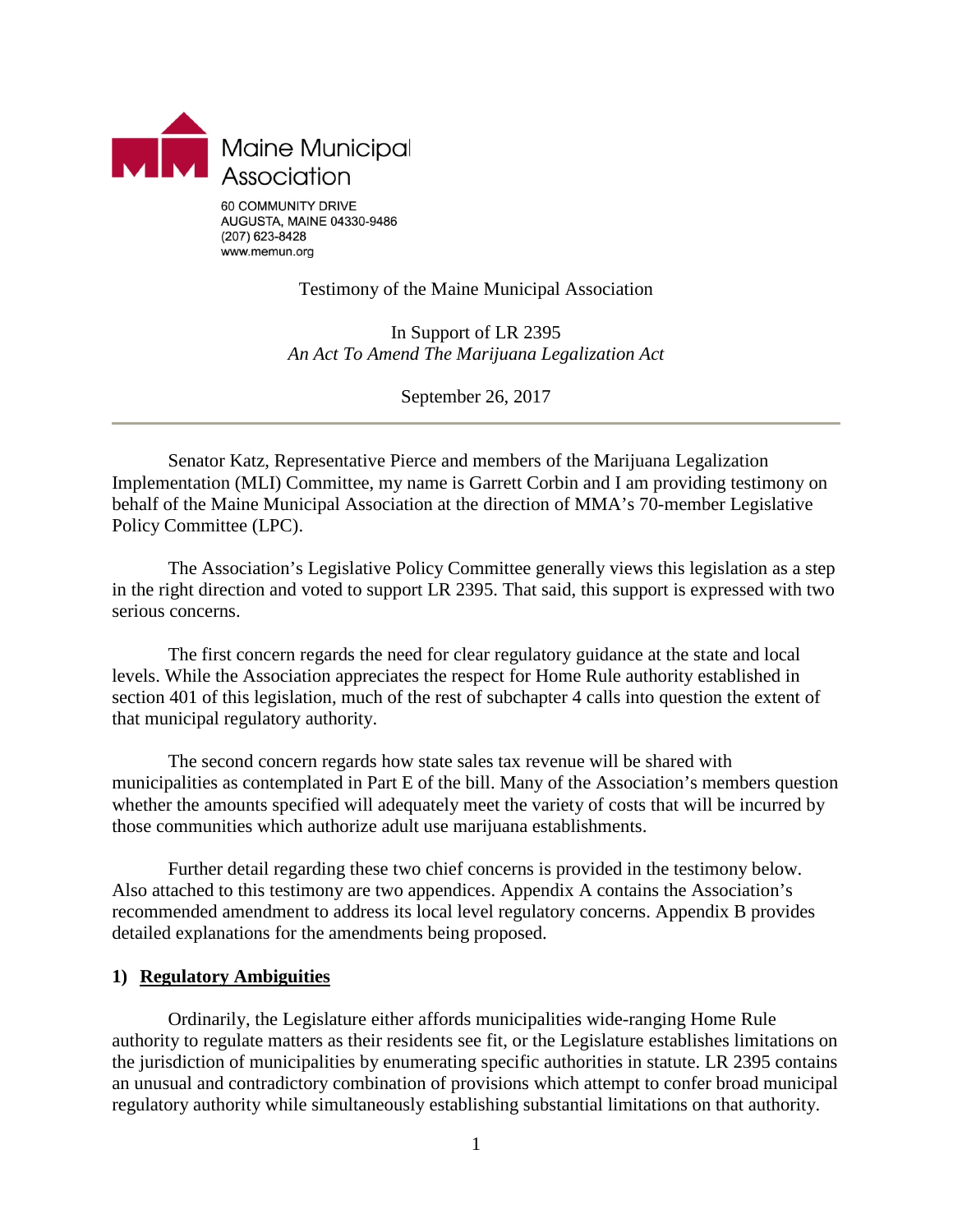Maine Municipal Association

60 COMMUNITY DRIVE
AUGUSTA, MAINE 04330-9486
(207) 623-8428
www.memun.org

Testimony of the Maine Municipal Association

In Support of LR 2395
*An Act To Amend The Marijuana Legalization Act*

September 26, 2017

---

Senator Katz, Representative Pierce and members of the Marijuana Legalization Implementation (MLI) Committee, my name is Garrett Corbin and I am providing testimony on behalf of the Maine Municipal Association at the direction of MMA's 70-member Legislative Policy Committee (LPC).

The Association's Legislative Policy Committee generally views this legislation as a step in the right direction and voted to support LR 2395. That said, this support is expressed with two serious concerns.

The first concern regards the need for clear regulatory guidance at the state and local levels. While the Association appreciates the respect for Home Rule authority established in section 401 of this legislation, much of the rest of subchapter 4 calls into question the extent of that municipal regulatory authority.

The second concern regards how state sales tax revenue will be shared with municipalities as contemplated in Part E of the bill. Many of the Association's members question whether the amounts specified will adequately meet the variety of costs that will be incurred by those communities which authorize adult use marijuana establishments.

Further detail regarding these two chief concerns is provided in the testimony below. Also attached to this testimony are two appendices. Appendix A contains the Association's recommended amendment to address its local level regulatory concerns. Appendix B provides detailed explanations for the amendments being proposed.

## 1) Regulatory Ambiguities

Ordinarily, the Legislature either affords municipalities wide-ranging Home Rule authority to regulate matters as their residents see fit, or the Legislature establishes limitations on the jurisdiction of municipalities by enumerating specific authorities in statute. LR 2395 contains an unusual and contradictory combination of provisions which attempt to confer broad municipal regulatory authority while simultaneously establishing substantial limitations on that authority.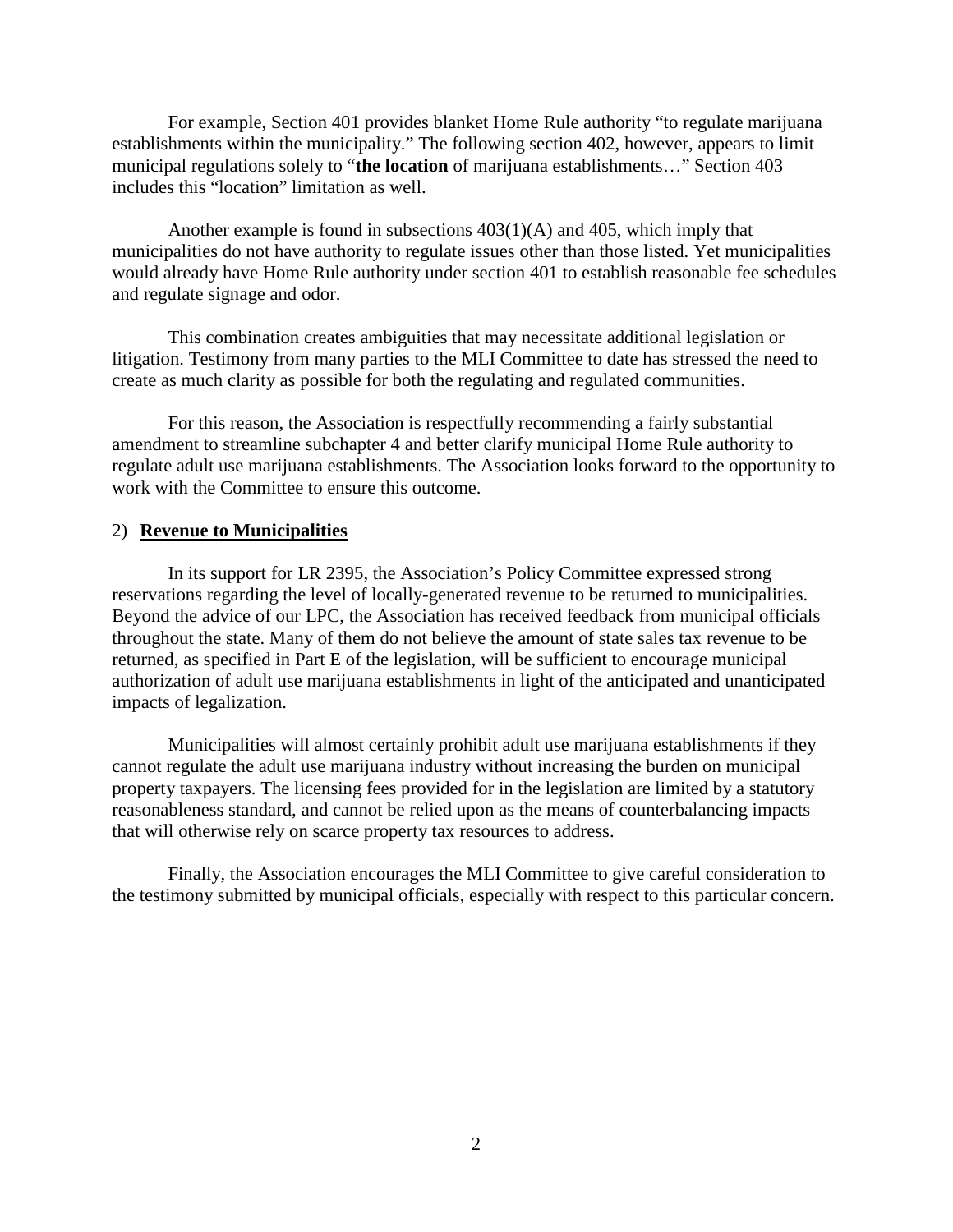For example, Section 401 provides blanket Home Rule authority "to regulate marijuana establishments within the municipality." The following section 402, however, appears to limit municipal regulations solely to "**the location** of marijuana establishments…" Section 403 includes this "location" limitation as well.

Another example is found in subsections 403(1)(A) and 405, which imply that municipalities do not have authority to regulate issues other than those listed. Yet municipalities would already have Home Rule authority under section 401 to establish reasonable fee schedules and regulate signage and odor.

This combination creates ambiguities that may necessitate additional legislation or litigation. Testimony from many parties to the MLI Committee to date has stressed the need to create as much clarity as possible for both the regulating and regulated communities.

For this reason, the Association is respectfully recommending a fairly substantial amendment to streamline subchapter 4 and better clarify municipal Home Rule authority to regulate adult use marijuana establishments. The Association looks forward to the opportunity to work with the Committee to ensure this outcome.

2) **<u>Revenue to Municipalities</u>**

In its support for LR 2395, the Association's Policy Committee expressed strong reservations regarding the level of locally-generated revenue to be returned to municipalities. Beyond the advice of our LPC, the Association has received feedback from municipal officials throughout the state. Many of them do not believe the amount of state sales tax revenue to be returned, as specified in Part E of the legislation, will be sufficient to encourage municipal authorization of adult use marijuana establishments in light of the anticipated and unanticipated impacts of legalization.

Municipalities will almost certainly prohibit adult use marijuana establishments if they cannot regulate the adult use marijuana industry without increasing the burden on municipal property taxpayers. The licensing fees provided for in the legislation are limited by a statutory reasonableness standard, and cannot be relied upon as the means of counterbalancing impacts that will otherwise rely on scarce property tax resources to address.

Finally, the Association encourages the MLI Committee to give careful consideration to the testimony submitted by municipal officials, especially with respect to this particular concern.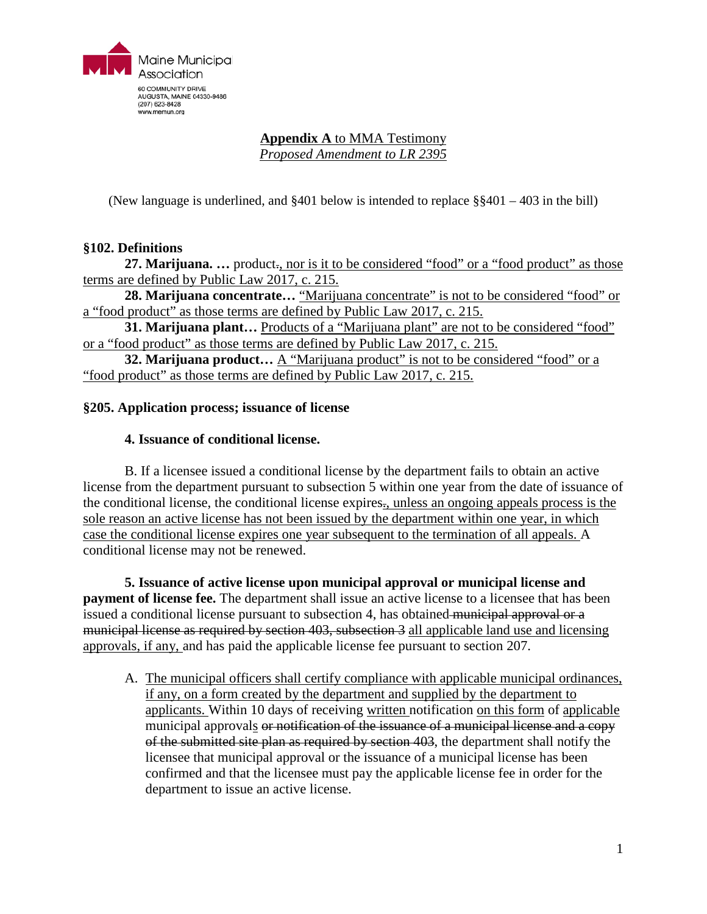Maine Municipal Association
60 COMMUNITY DRIVE
AUGUSTA, MAINE 04330-9486
(207) 623-8428
www.memun.org

**Appendix A** to MMA Testimony
*Proposed Amendment to LR 2395*

(New language is underlined, and §401 below is intended to replace §§401 – 403 in the bill)

**§102. Definitions**

**27. Marijuana. …** product~~.~~<u>, nor is it to be considered "food" or a "food product" as those terms are defined by Public Law 2017, c. 215.</u>

**28. Marijuana concentrate…** <u>"Marijuana concentrate" is not to be considered "food" or a "food product" as those terms are defined by Public Law 2017, c. 215.</u>

**31. Marijuana plant…** <u>Products of a "Marijuana plant" are not to be considered "food" or a "food product" as those terms are defined by Public Law 2017, c. 215.</u>

**32. Marijuana product…** <u>A "Marijuana product" is not to be considered "food" or a "food product" as those terms are defined by Public Law 2017, c. 215.</u>

**§205. Application process; issuance of license**

**4. Issuance of conditional license.**

B. If a licensee issued a conditional license by the department fails to obtain an active license from the department pursuant to subsection 5 within one year from the date of issuance of the conditional license, the conditional license expires~~.~~<u>, unless an ongoing appeals process is the sole reason an active license has not been issued by the department within one year, in which case the conditional license expires one year subsequent to the termination of all appeals.</u> A conditional license may not be renewed.

**5. Issuance of active license upon municipal approval or municipal license and payment of license fee.** The department shall issue an active license to a licensee that has been issued a conditional license pursuant to subsection 4, has obtained ~~municipal approval or a municipal license as required by section 403, subsection 3~~ <u>all applicable land use and licensing approvals, if any,</u> and has paid the applicable license fee pursuant to section 207.

A. <u>The municipal officers shall certify compliance with applicable municipal ordinances, if any, on a form created by the department and supplied by the department to applicants.</u> Within 10 days of receiving <u>written</u> notification <u>on this form</u> of <u>applicable</u> municipal approval<u>s</u> ~~or notification of the issuance of a municipal license and a copy of the submitted site plan as required by section 403~~, the department shall notify the licensee that municipal approval or the issuance of a municipal license has been confirmed and that the licensee must pay the applicable license fee in order for the department to issue an active license.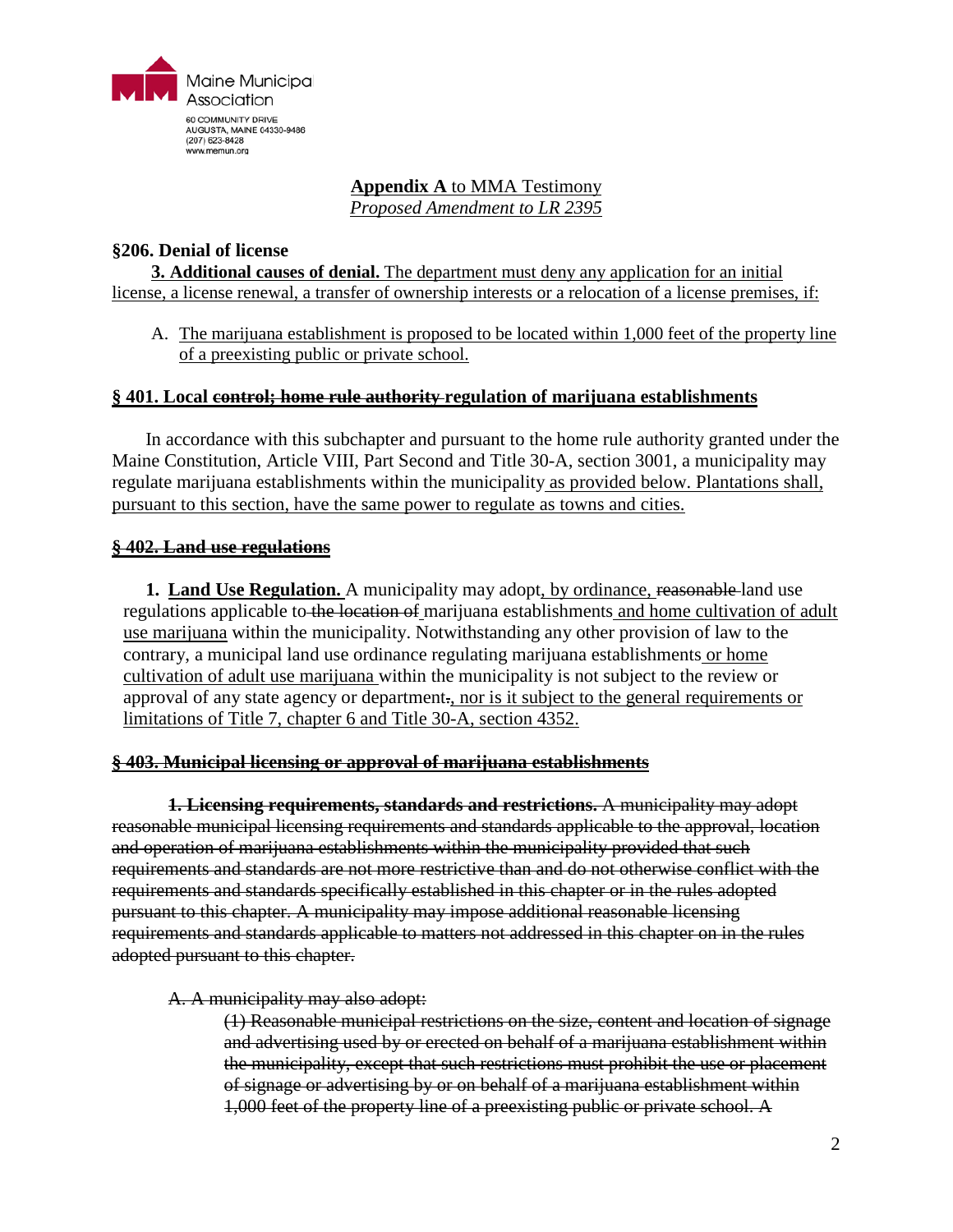**<u>Appendix A</u>** <u>to MMA Testimony</u>
<u>*Proposed Amendment to LR 2395*</u>

**§206. Denial of license**

**<u>3. Additional causes of denial.</u>** <u>The department must deny any application for an initial license, a license renewal, a transfer of ownership interests or a relocation of a license premises, if:</u>

A. <u>The marijuana establishment is proposed to be located within 1,000 feet of the property line of a preexisting public or private school.</u>

**<u>§ 401. Local ~~control; home rule authority~~ regulation of marijuana establishments</u>**

In accordance with this subchapter and pursuant to the home rule authority granted under the Maine Constitution, Article VIII, Part Second and Title 30-A, section 3001, a municipality may regulate marijuana establishments within the municipality<u> as provided below. Plantations shall, pursuant to this section, have the same power to regulate as towns and cities.</u>

**<u>~~§ 402. Land use regulations~~</u>**

**1. <u>Land Use Regulation.</u>** A municipality may adopt<u>, by ordinance,</u> ~~reasonable~~ land use regulations applicable to ~~the location of~~ marijuana establishments<u> and home cultivation of adult use marijuana</u> within the municipality. Notwithstanding any other provision of law to the contrary, a municipal land use ordinance regulating marijuana establishments<u> or home cultivation of adult use marijuana</u> within the municipality is not subject to the review or approval of any state agency or department~~.~~<u>, nor is it subject to the general requirements or limitations of Title 7, chapter 6 and Title 30-A, section 4352.</u>

**<u>~~§ 403. Municipal licensing or approval of marijuana establishments~~</u>**

~~**1. Licensing requirements, standards and restrictions.** A municipality may adopt reasonable municipal licensing requirements and standards applicable to the approval, location and operation of marijuana establishments within the municipality provided that such requirements and standards are not more restrictive than and do not otherwise conflict with the requirements and standards specifically established in this chapter or in the rules adopted pursuant to this chapter. A municipality may impose additional reasonable licensing requirements and standards applicable to matters not addressed in this chapter on in the rules adopted pursuant to this chapter.~~

~~A. A municipality may also adopt:~~

~~(1) Reasonable municipal restrictions on the size, content and location of signage and advertising used by or erected on behalf of a marijuana establishment within the municipality, except that such restrictions must prohibit the use or placement of signage or advertising by or on behalf of a marijuana establishment within 1,000 feet of the property line of a preexisting public or private school. A~~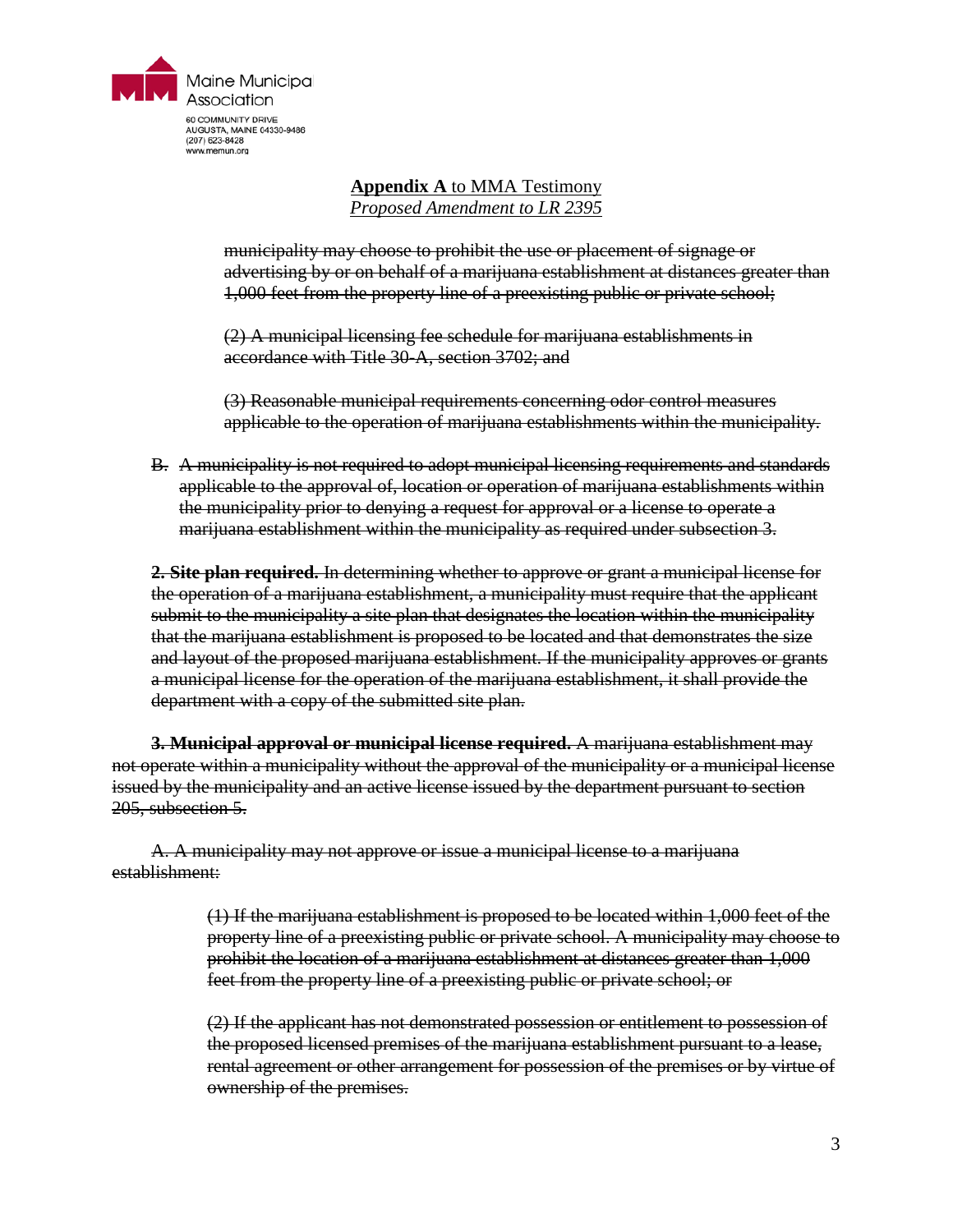**Appendix A** to MMA Testimony
*Proposed Amendment to LR 2395*

~~municipality may choose to prohibit the use or placement of signage or advertising by or on behalf of a marijuana establishment at distances greater than 1,000 feet from the property line of a preexisting public or private school;~~

~~(2) A municipal licensing fee schedule for marijuana establishments in accordance with Title 30-A, section 3702; and~~

~~(3) Reasonable municipal requirements concerning odor control measures applicable to the operation of marijuana establishments within the municipality.~~

~~B. A municipality is not required to adopt municipal licensing requirements and standards applicable to the approval of, location or operation of marijuana establishments within the municipality prior to denying a request for approval or a license to operate a marijuana establishment within the municipality as required under subsection 3.~~

~~**2. Site plan required.** In determining whether to approve or grant a municipal license for the operation of a marijuana establishment, a municipality must require that the applicant submit to the municipality a site plan that designates the location within the municipality that the marijuana establishment is proposed to be located and that demonstrates the size and layout of the proposed marijuana establishment. If the municipality approves or grants a municipal license for the operation of the marijuana establishment, it shall provide the department with a copy of the submitted site plan.~~

~~**3. Municipal approval or municipal license required.** A marijuana establishment may not operate within a municipality without the approval of the municipality or a municipal license issued by the municipality and an active license issued by the department pursuant to section 205, subsection 5.~~

~~A. A municipality may not approve or issue a municipal license to a marijuana establishment:~~

~~(1) If the marijuana establishment is proposed to be located within 1,000 feet of the property line of a preexisting public or private school. A municipality may choose to prohibit the location of a marijuana establishment at distances greater than 1,000 feet from the property line of a preexisting public or private school; or~~

~~(2) If the applicant has not demonstrated possession or entitlement to possession of the proposed licensed premises of the marijuana establishment pursuant to a lease, rental agreement or other arrangement for possession of the premises or by virtue of ownership of the premises.~~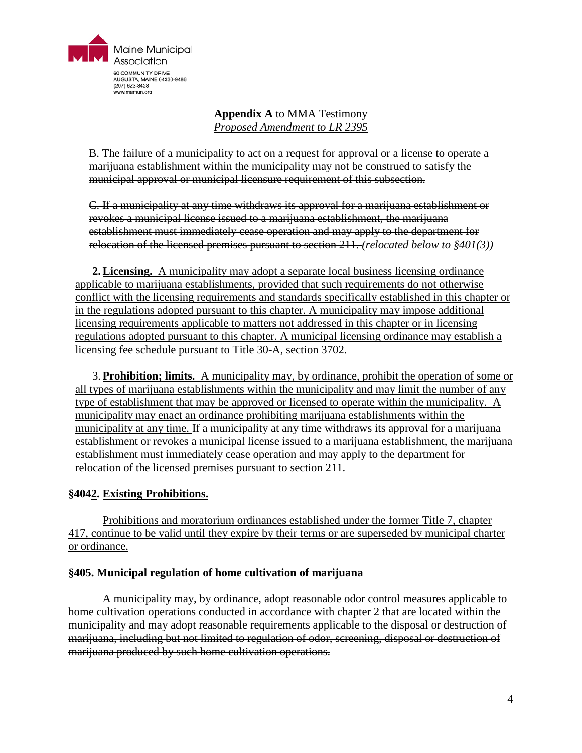**Appendix A** to MMA Testimony
*Proposed Amendment to LR 2395*

~~B. The failure of a municipality to act on a request for approval or a license to operate a marijuana establishment within the municipality may not be construed to satisfy the municipal approval or municipal licensure requirement of this subsection.~~

~~C. If a municipality at any time withdraws its approval for a marijuana establishment or revokes a municipal license issued to a marijuana establishment, the marijuana establishment must immediately cease operation and may apply to the department for relocation of the licensed premises pursuant to section 211.~~ *(relocated below to §401(3))*

**2. Licensing.** A municipality may adopt a separate local business licensing ordinance applicable to marijuana establishments, provided that such requirements do not otherwise conflict with the licensing requirements and standards specifically established in this chapter or in the regulations adopted pursuant to this chapter. A municipality may impose additional licensing requirements applicable to matters not addressed in this chapter or in licensing regulations adopted pursuant to this chapter. A municipal licensing ordinance may establish a licensing fee schedule pursuant to Title 30-A, section 3702.

3. **Prohibition; limits.** A municipality may, by ordinance, prohibit the operation of some or all types of marijuana establishments within the municipality and may limit the number of any type of establishment that may be approved or licensed to operate within the municipality. A municipality may enact an ordinance prohibiting marijuana establishments within the municipality at any time. If a municipality at any time withdraws its approval for a marijuana establishment or revokes a municipal license issued to a marijuana establishment, the marijuana establishment must immediately cease operation and may apply to the department for relocation of the licensed premises pursuant to section 211.

**§4042. Existing Prohibitions.**

Prohibitions and moratorium ordinances established under the former Title 7, chapter 417, continue to be valid until they expire by their terms or are superseded by municipal charter or ordinance.

~~**§405. Municipal regulation of home cultivation of marijuana**~~

~~A municipality may, by ordinance, adopt reasonable odor control measures applicable to home cultivation operations conducted in accordance with chapter 2 that are located within the municipality and may adopt reasonable requirements applicable to the disposal or destruction of marijuana, including but not limited to regulation of odor, screening, disposal or destruction of marijuana produced by such home cultivation operations.~~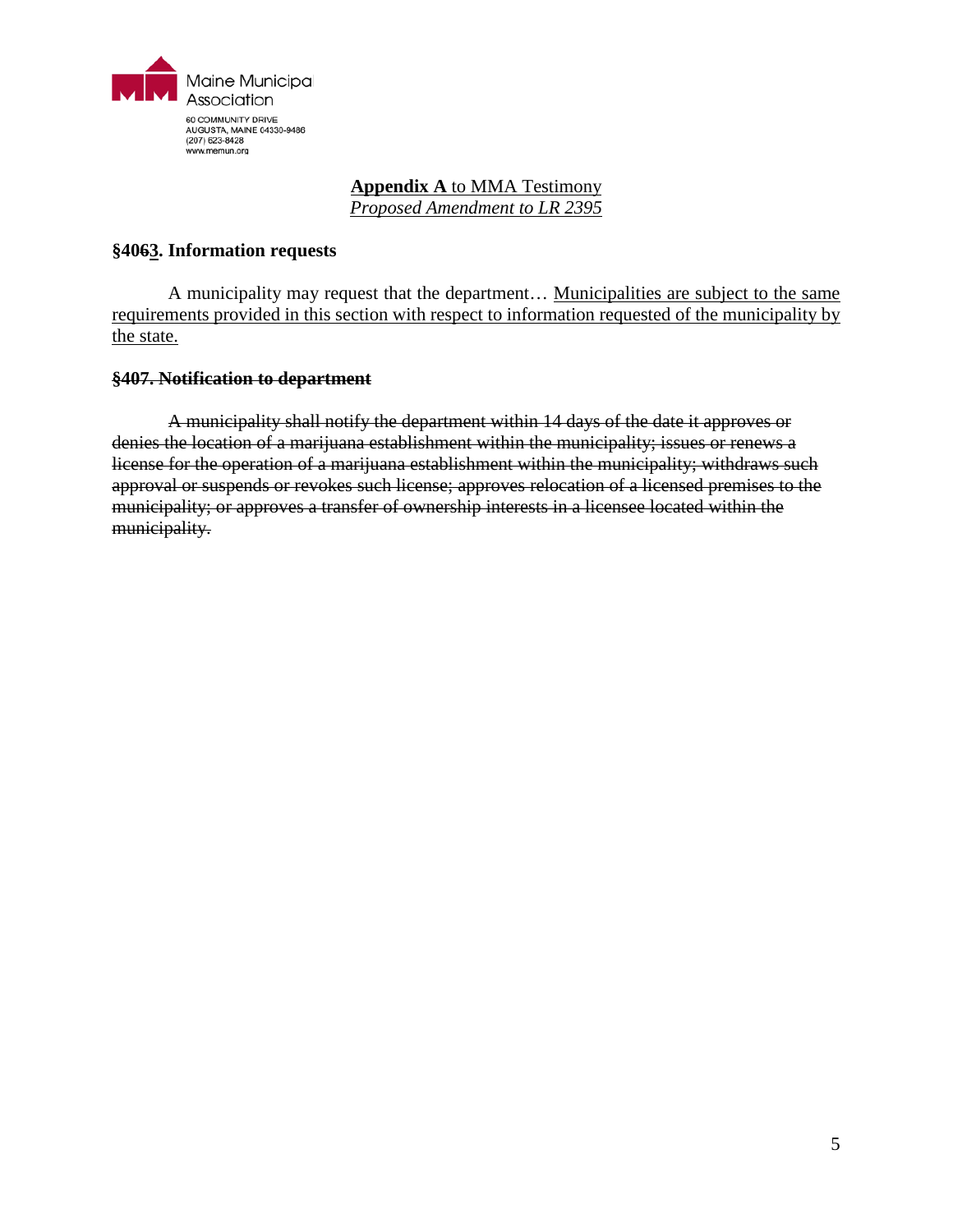Maine Municipal Association
60 COMMUNITY DRIVE
AUGUSTA, MAINE 04330-9486
(207) 623-8428
www.memun.org

**Appendix A** to MMA Testimony
*Proposed Amendment to LR 2395*

### §406~~6~~3. Information requests

A municipality may request that the department… Municipalities are subject to the same requirements provided in this section with respect to information requested of the municipality by the state.

### ~~§407. Notification to department~~

~~A municipality shall notify the department within 14 days of the date it approves or denies the location of a marijuana establishment within the municipality; issues or renews a license for the operation of a marijuana establishment within the municipality; withdraws such approval or suspends or revokes such license; approves relocation of a licensed premises to the municipality; or approves a transfer of ownership interests in a licensee located within the municipality.~~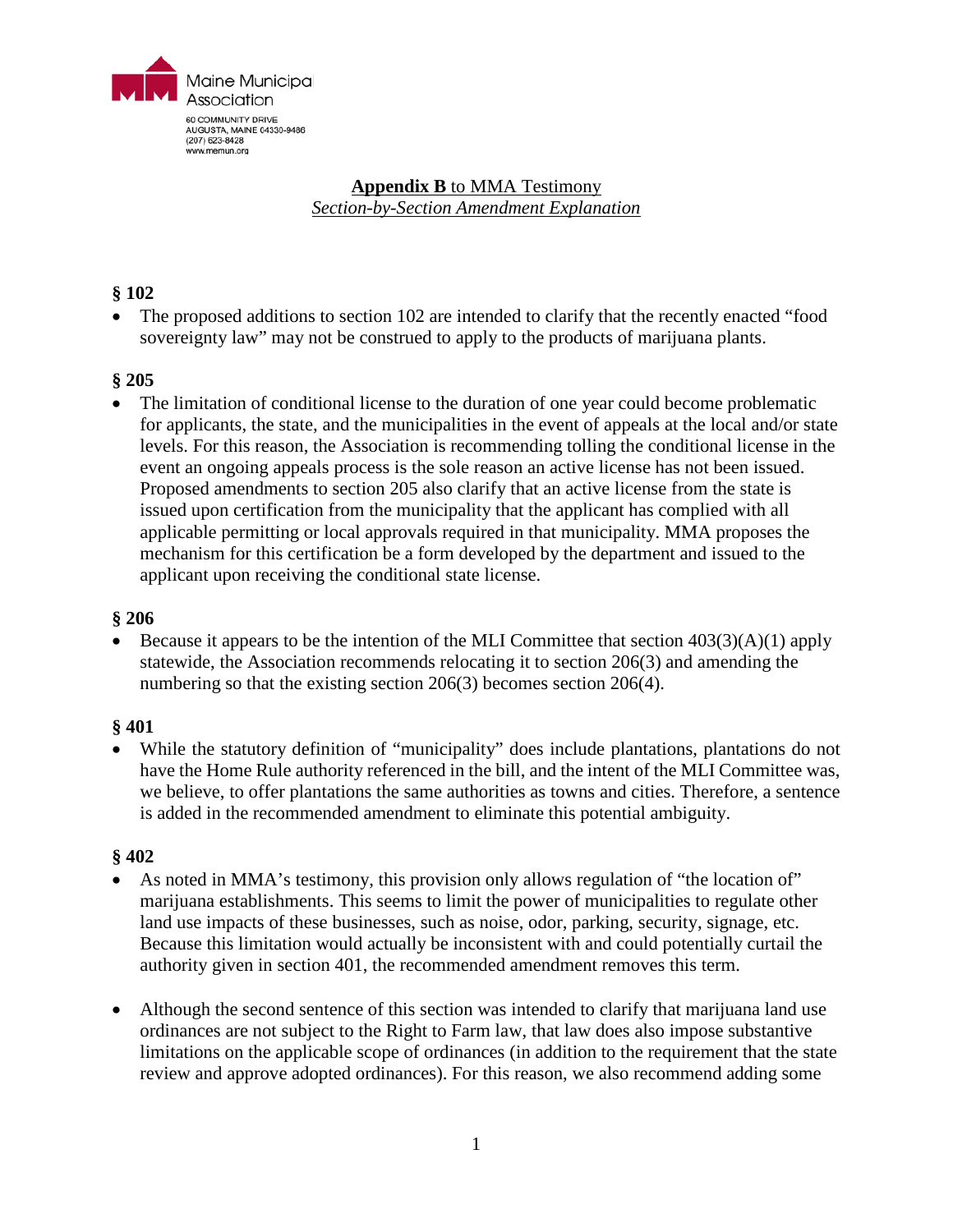Maine Municipal Association
60 COMMUNITY DRIVE
AUGUSTA, MAINE 04330-9486
(207) 623-8428
www.memun.org

**Appendix B** to MMA Testimony
*Section-by-Section Amendment Explanation*

## § 102

- The proposed additions to section 102 are intended to clarify that the recently enacted "food sovereignty law" may not be construed to apply to the products of marijuana plants.

## § 205

- The limitation of conditional license to the duration of one year could become problematic for applicants, the state, and the municipalities in the event of appeals at the local and/or state levels. For this reason, the Association is recommending tolling the conditional license in the event an ongoing appeals process is the sole reason an active license has not been issued. Proposed amendments to section 205 also clarify that an active license from the state is issued upon certification from the municipality that the applicant has complied with all applicable permitting or local approvals required in that municipality. MMA proposes the mechanism for this certification be a form developed by the department and issued to the applicant upon receiving the conditional state license.

## § 206

- Because it appears to be the intention of the MLI Committee that section 403(3)(A)(1) apply statewide, the Association recommends relocating it to section 206(3) and amending the numbering so that the existing section 206(3) becomes section 206(4).

## § 401

- While the statutory definition of "municipality" does include plantations, plantations do not have the Home Rule authority referenced in the bill, and the intent of the MLI Committee was, we believe, to offer plantations the same authorities as towns and cities. Therefore, a sentence is added in the recommended amendment to eliminate this potential ambiguity.

## § 402

- As noted in MMA's testimony, this provision only allows regulation of "the location of" marijuana establishments. This seems to limit the power of municipalities to regulate other land use impacts of these businesses, such as noise, odor, parking, security, signage, etc. Because this limitation would actually be inconsistent with and could potentially curtail the authority given in section 401, the recommended amendment removes this term.

- Although the second sentence of this section was intended to clarify that marijuana land use ordinances are not subject to the Right to Farm law, that law does also impose substantive limitations on the applicable scope of ordinances (in addition to the requirement that the state review and approve adopted ordinances). For this reason, we also recommend adding some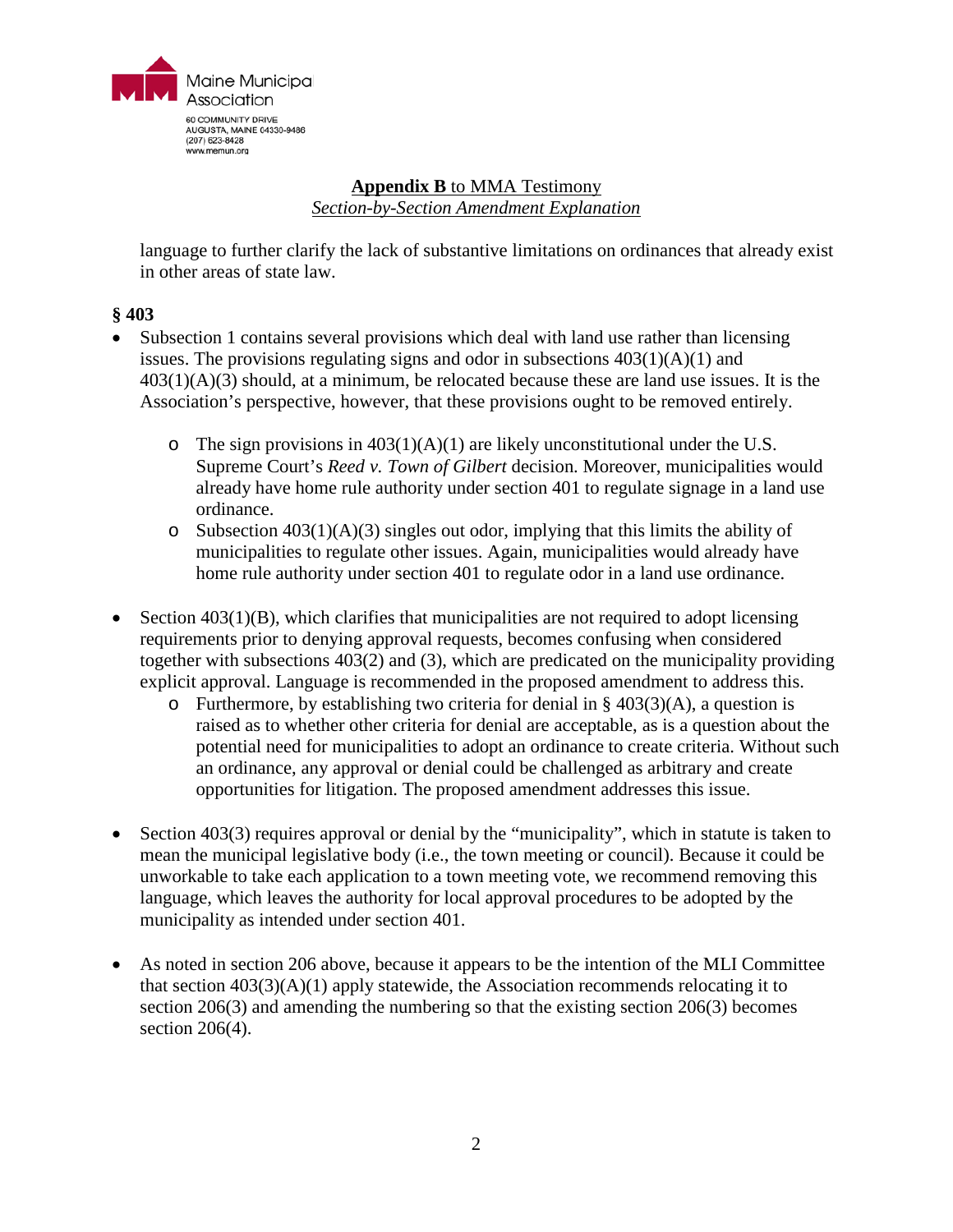**Appendix B** to MMA Testimony
*Section-by-Section Amendment Explanation*

language to further clarify the lack of substantive limitations on ordinances that already exist in other areas of state law.

**§ 403**

- Subsection 1 contains several provisions which deal with land use rather than licensing issues. The provisions regulating signs and odor in subsections 403(1)(A)(1) and 403(1)(A)(3) should, at a minimum, be relocated because these are land use issues. It is the Association's perspective, however, that these provisions ought to be removed entirely.
    - The sign provisions in 403(1)(A)(1) are likely unconstitutional under the U.S. Supreme Court's *Reed v. Town of Gilbert* decision. Moreover, municipalities would already have home rule authority under section 401 to regulate signage in a land use ordinance.
    - Subsection 403(1)(A)(3) singles out odor, implying that this limits the ability of municipalities to regulate other issues. Again, municipalities would already have home rule authority under section 401 to regulate odor in a land use ordinance.
- Section 403(1)(B), which clarifies that municipalities are not required to adopt licensing requirements prior to denying approval requests, becomes confusing when considered together with subsections 403(2) and (3), which are predicated on the municipality providing explicit approval. Language is recommended in the proposed amendment to address this.
    - Furthermore, by establishing two criteria for denial in § 403(3)(A), a question is raised as to whether other criteria for denial are acceptable, as is a question about the potential need for municipalities to adopt an ordinance to create criteria. Without such an ordinance, any approval or denial could be challenged as arbitrary and create opportunities for litigation. The proposed amendment addresses this issue.
- Section 403(3) requires approval or denial by the "municipality", which in statute is taken to mean the municipal legislative body (i.e., the town meeting or council). Because it could be unworkable to take each application to a town meeting vote, we recommend removing this language, which leaves the authority for local approval procedures to be adopted by the municipality as intended under section 401.
- As noted in section 206 above, because it appears to be the intention of the MLI Committee that section 403(3)(A)(1) apply statewide, the Association recommends relocating it to section 206(3) and amending the numbering so that the existing section 206(3) becomes section 206(4).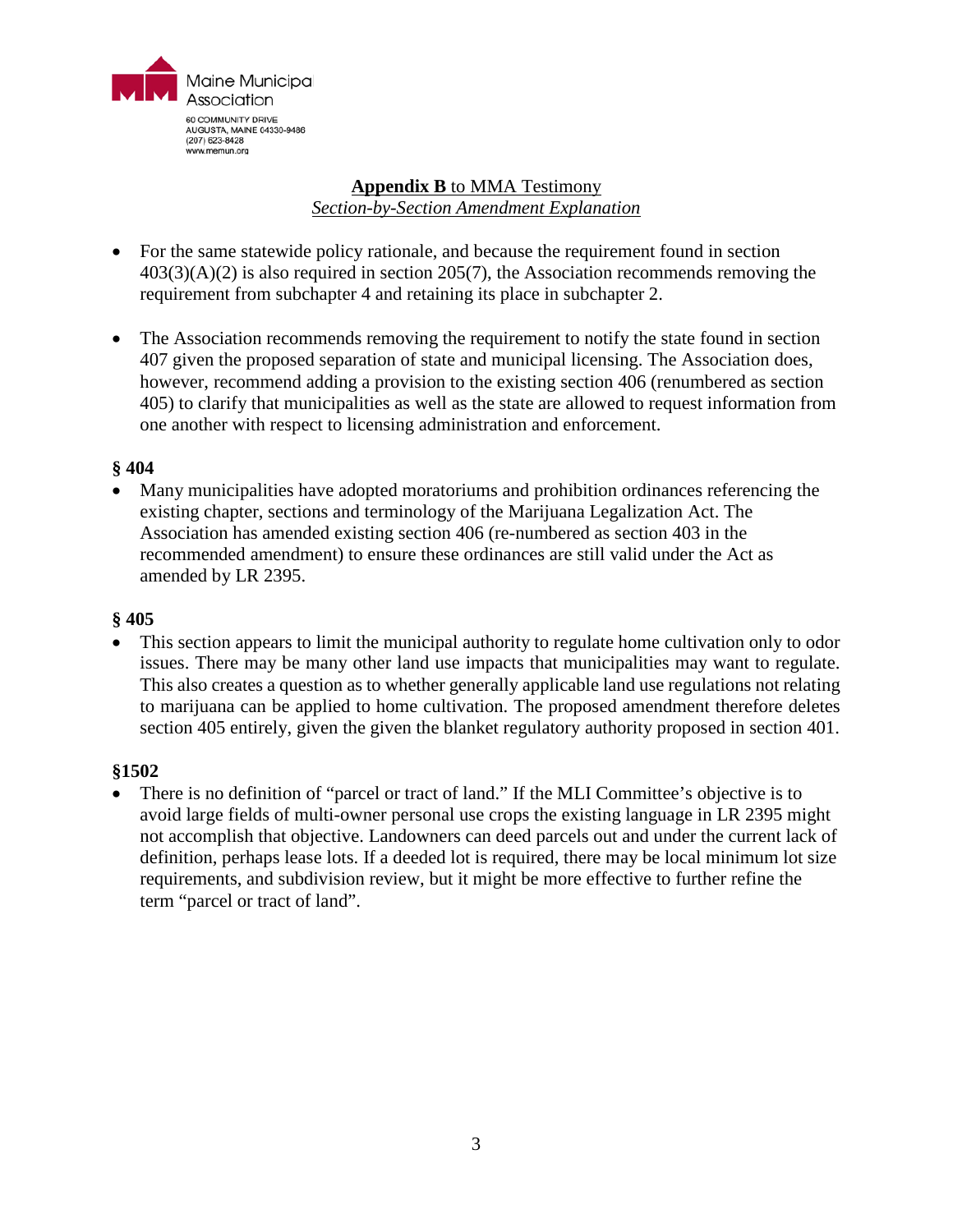Maine Municipal Association
60 COMMUNITY DRIVE
AUGUSTA, MAINE 04330-9486
(207) 623-8428
www.memun.org

**Appendix B** to MMA Testimony
*Section-by-Section Amendment Explanation*

- For the same statewide policy rationale, and because the requirement found in section 403(3)(A)(2) is also required in section 205(7), the Association recommends removing the requirement from subchapter 4 and retaining its place in subchapter 2.

- The Association recommends removing the requirement to notify the state found in section 407 given the proposed separation of state and municipal licensing. The Association does, however, recommend adding a provision to the existing section 406 (renumbered as section 405) to clarify that municipalities as well as the state are allowed to request information from one another with respect to licensing administration and enforcement.

**§ 404**

- Many municipalities have adopted moratoriums and prohibition ordinances referencing the existing chapter, sections and terminology of the Marijuana Legalization Act. The Association has amended existing section 406 (re-numbered as section 403 in the recommended amendment) to ensure these ordinances are still valid under the Act as amended by LR 2395.

**§ 405**

- This section appears to limit the municipal authority to regulate home cultivation only to odor issues. There may be many other land use impacts that municipalities may want to regulate. This also creates a question as to whether generally applicable land use regulations not relating to marijuana can be applied to home cultivation. The proposed amendment therefore deletes section 405 entirely, given the given the blanket regulatory authority proposed in section 401.

**§1502**

- There is no definition of "parcel or tract of land." If the MLI Committee's objective is to avoid large fields of multi-owner personal use crops the existing language in LR 2395 might not accomplish that objective. Landowners can deed parcels out and under the current lack of definition, perhaps lease lots. If a deeded lot is required, there may be local minimum lot size requirements, and subdivision review, but it might be more effective to further refine the term "parcel or tract of land".